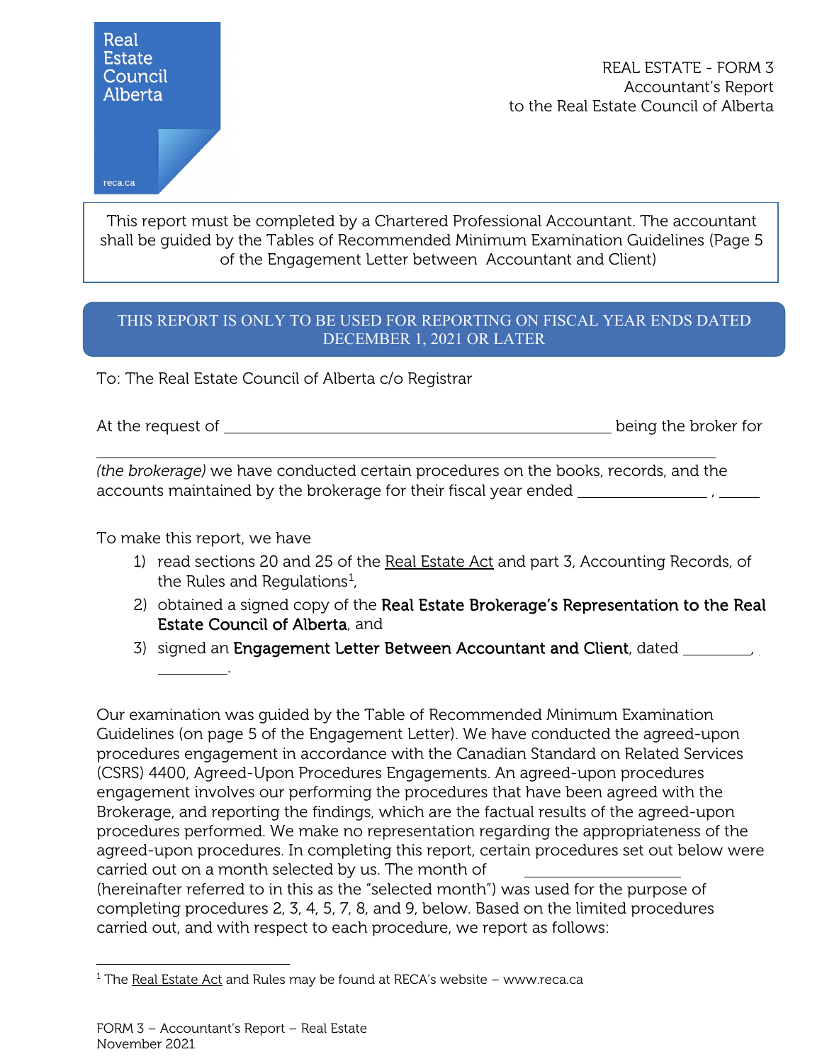Real Estate Council Alberta

reca.ca

REAL ESTATE - FORM 3
Accountant's Report
to the Real Estate Council of Alberta

This report must be completed by a Chartered Professional Accountant. The accountant shall be guided by the Tables of Recommended Minimum Examination Guidelines (Page 5 of the Engagement Letter between Accountant and Client)

THIS REPORT IS ONLY TO BE USED FOR REPORTING ON FISCAL YEAR ENDS DATED DECEMBER 1, 2021 OR LATER

To: The Real Estate Council of Alberta c/o Registrar

At the request of ____________________________________ being the broker for

____________________________________________________

*(the brokerage)* we have conducted certain procedures on the books, records, and the accounts maintained by the brokerage for their fiscal year ended ______________ , _____

To make this report, we have

1) read sections 20 and 25 of the Real Estate Act and part 3, Accounting Records, of the Rules and Regulations[1],
2) obtained a signed copy of the **Real Estate Brokerage's Representation to the Real Estate Council of Alberta**, and
3) signed an **Engagement Letter Between Accountant and Client**, dated ________, ________.

Our examination was guided by the Table of Recommended Minimum Examination Guidelines (on page 5 of the Engagement Letter). We have conducted the agreed-upon procedures engagement in accordance with the Canadian Standard on Related Services (CSRS) 4400, Agreed-Upon Procedures Engagements. An agreed-upon procedures engagement involves our performing the procedures that have been agreed with the Brokerage, and reporting the findings, which are the factual results of the agreed-upon procedures performed. We make no representation regarding the appropriateness of the agreed-upon procedures. In completing this report, certain procedures set out below were carried out on a month selected by us. The month of ________________ (hereinafter referred to in this as the "selected month") was used for the purpose of completing procedures 2, 3, 4, 5, 7, 8, and 9, below. Based on the limited procedures carried out, and with respect to each procedure, we report as follows:

[1] The Real Estate Act and Rules may be found at RECA's website – www.reca.ca

FORM 3 – Accountant's Report – Real Estate
November 2021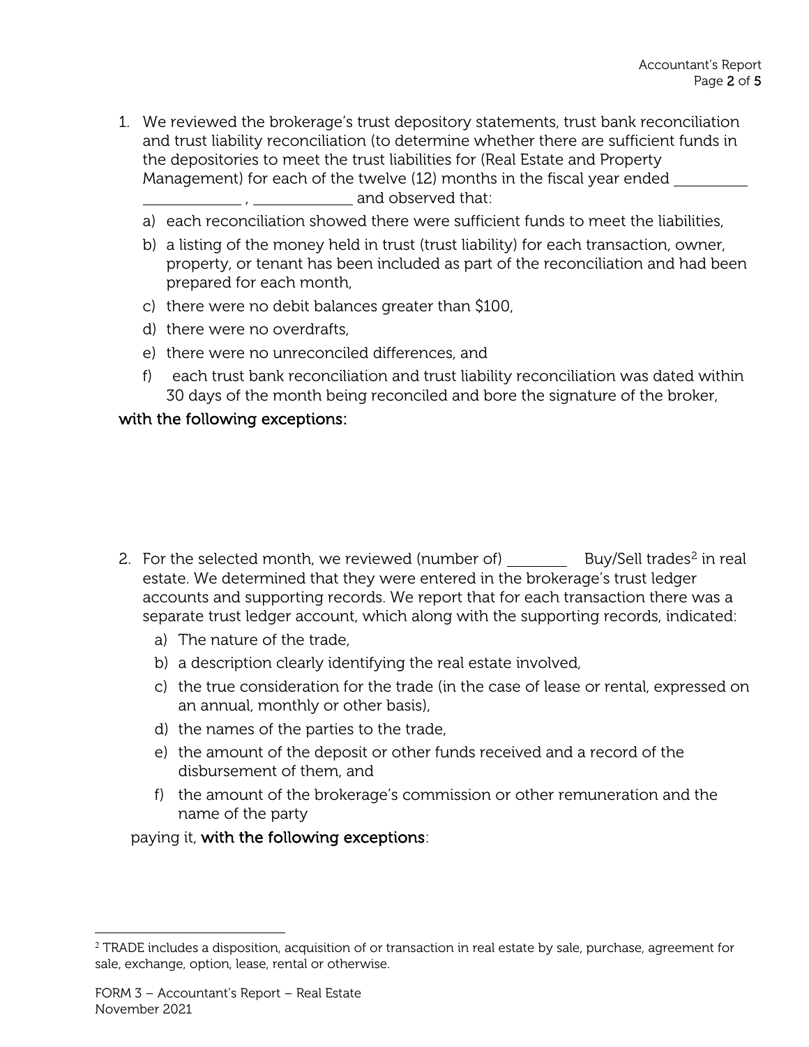1. We reviewed the brokerage's trust depository statements, trust bank reconciliation and trust liability reconciliation (to determine whether there are sufficient funds in the depositories to meet the trust liabilities for (Real Estate and Property Management) for each of the twelve (12) months in the fiscal year ended __________ __________ , __________ and observed that:
   a) each reconciliation showed there were sufficient funds to meet the liabilities,
   b) a listing of the money held in trust (trust liability) for each transaction, owner, property, or tenant has been included as part of the reconciliation and had been prepared for each month,
   c) there were no debit balances greater than $100,
   d) there were no overdrafts,
   e) there were no unreconciled differences, and
   f) each trust bank reconciliation and trust liability reconciliation was dated within 30 days of the month being reconciled and bore the signature of the broker,

with the following exceptions:

2. For the selected month, we reviewed (number of) ________ Buy/Sell trades[2] in real estate. We determined that they were entered in the brokerage's trust ledger accounts and supporting records. We report that for each transaction there was a separate trust ledger account, which along with the supporting records, indicated:
   a) The nature of the trade,
   b) a description clearly identifying the real estate involved,
   c) the true consideration for the trade (in the case of lease or rental, expressed on an annual, monthly or other basis),
   d) the names of the parties to the trade,
   e) the amount of the deposit or other funds received and a record of the disbursement of them, and
   f) the amount of the brokerage's commission or other remuneration and the name of the party

   paying it, with the following exceptions:

[2] TRADE includes a disposition, acquisition of or transaction in real estate by sale, purchase, agreement for sale, exchange, option, lease, rental or otherwise.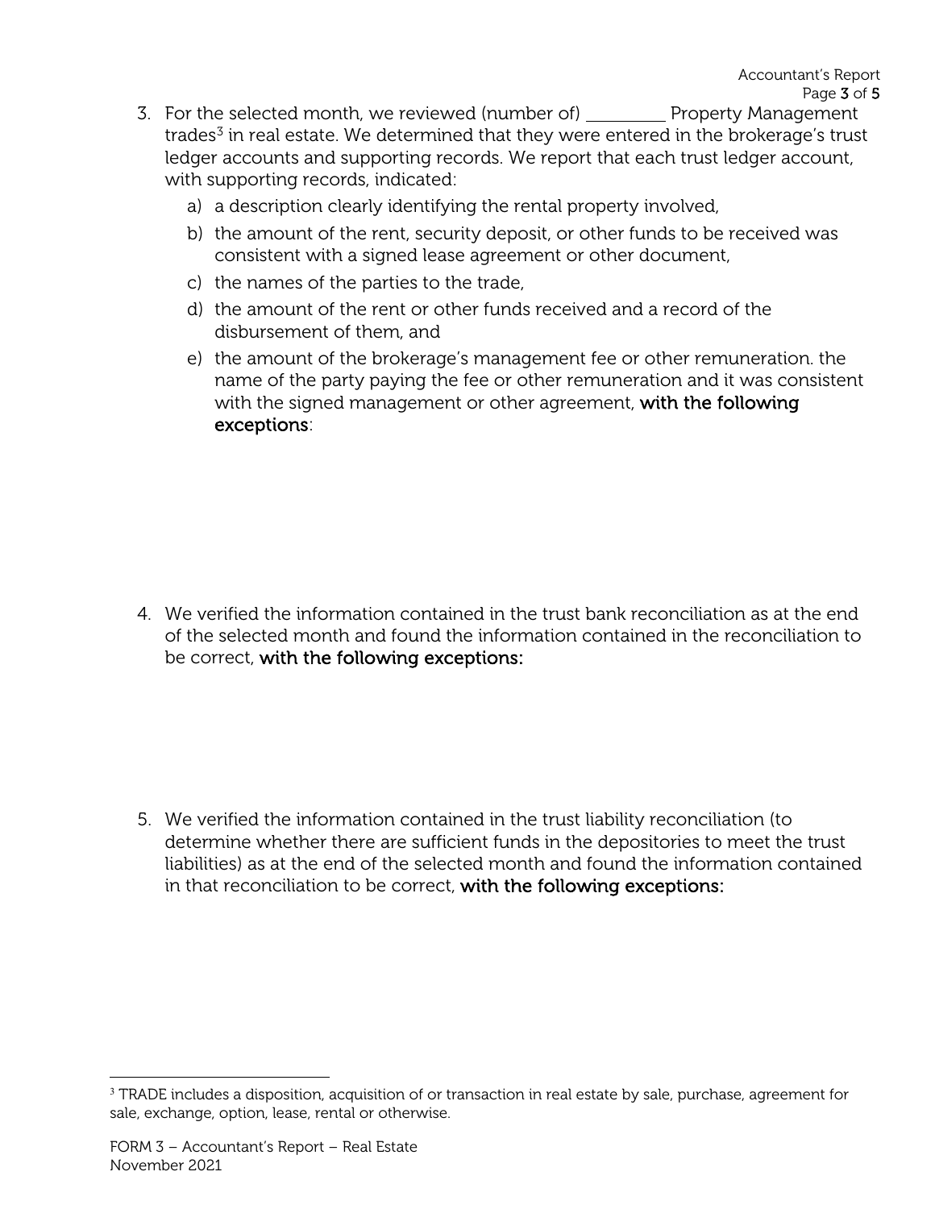3. For the selected month, we reviewed (number of) _________ Property Management trades[3] in real estate. We determined that they were entered in the brokerage's trust ledger accounts and supporting records. We report that each trust ledger account, with supporting records, indicated:
   a) a description clearly identifying the rental property involved,
   b) the amount of the rent, security deposit, or other funds to be received was consistent with a signed lease agreement or other document,
   c) the names of the parties to the trade,
   d) the amount of the rent or other funds received and a record of the disbursement of them, and
   e) the amount of the brokerage's management fee or other remuneration. the name of the party paying the fee or other remuneration and it was consistent with the signed management or other agreement, **with the following exceptions**:

4. We verified the information contained in the trust bank reconciliation as at the end of the selected month and found the information contained in the reconciliation to be correct, **with the following exceptions:**

5. We verified the information contained in the trust liability reconciliation (to determine whether there are sufficient funds in the depositories to meet the trust liabilities) as at the end of the selected month and found the information contained in that reconciliation to be correct, **with the following exceptions:**

[3] TRADE includes a disposition, acquisition of or transaction in real estate by sale, purchase, agreement for sale, exchange, option, lease, rental or otherwise.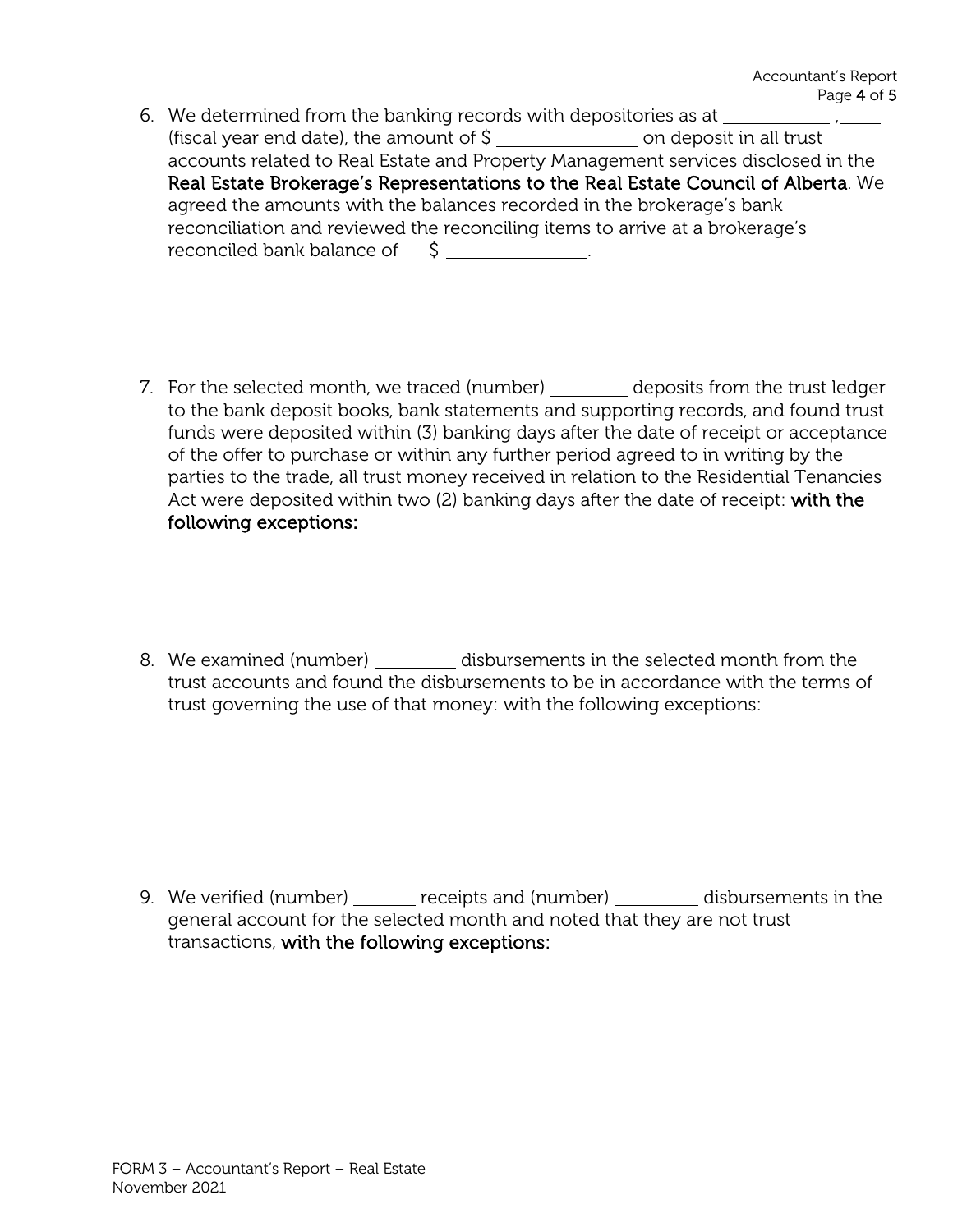6. We determined from the banking records with depositories as at ___________ , _____ (fiscal year end date), the amount of $ _______________ on deposit in all trust accounts related to Real Estate and Property Management services disclosed in the **Real Estate Brokerage's Representations to the Real Estate Council of Alberta**. We agreed the amounts with the balances recorded in the brokerage's bank reconciliation and reviewed the reconciling items to arrive at a brokerage's reconciled bank balance of $ _______________.

7. For the selected month, we traced (number) ________ deposits from the trust ledger to the bank deposit books, bank statements and supporting records, and found trust funds were deposited within (3) banking days after the date of receipt or acceptance of the offer to purchase or within any further period agreed to in writing by the parties to the trade, all trust money received in relation to the Residential Tenancies Act were deposited within two (2) banking days after the date of receipt: **with the following exceptions:**

8. We examined (number) _________ disbursements in the selected month from the trust accounts and found the disbursements to be in accordance with the terms of trust governing the use of that money: with the following exceptions:

9. We verified (number) _______ receipts and (number) _________ disbursements in the general account for the selected month and noted that they are not trust transactions, **with the following exceptions:**

FORM 3 – Accountant's Report – Real Estate
November 2021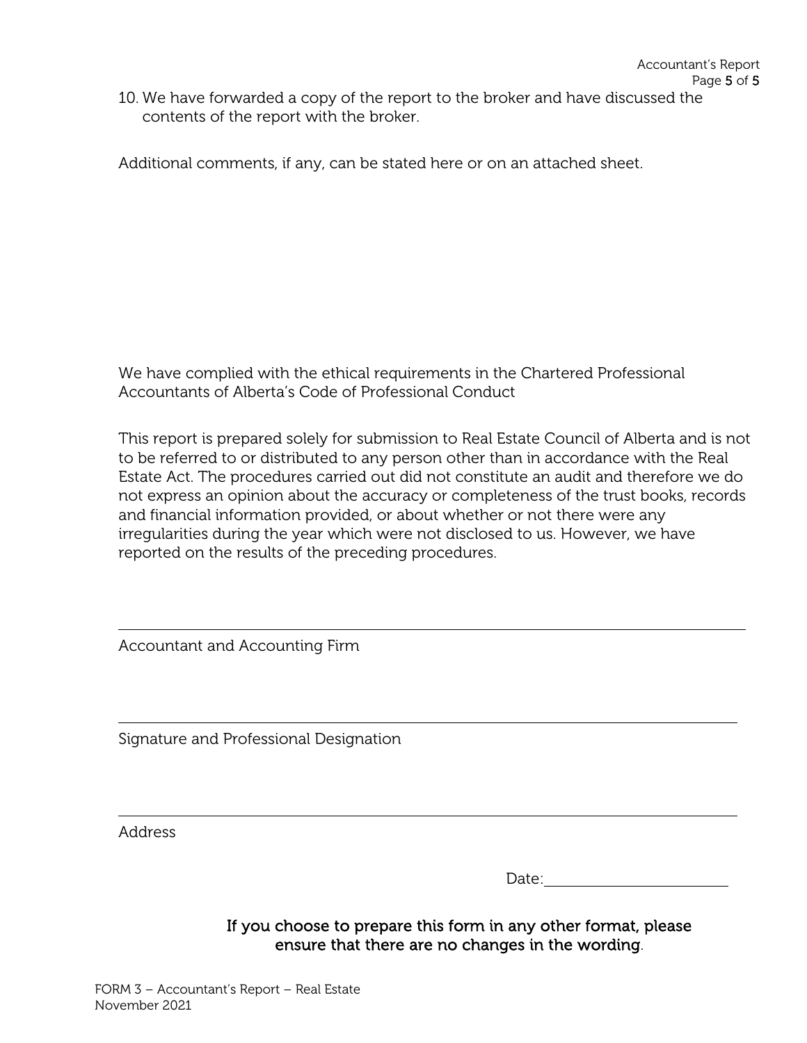10. We have forwarded a copy of the report to the broker and have discussed the contents of the report with the broker.

Additional comments, if any, can be stated here or on an attached sheet.

We have complied with the ethical requirements in the Chartered Professional Accountants of Alberta's Code of Professional Conduct

This report is prepared solely for submission to Real Estate Council of Alberta and is not to be referred to or distributed to any person other than in accordance with the Real Estate Act. The procedures carried out did not constitute an audit and therefore we do not express an opinion about the accuracy or completeness of the trust books, records and financial information provided, or about whether or not there were any irregularities during the year which were not disclosed to us. However, we have reported on the results of the preceding procedures.

\_\_\_\_\_\_\_\_\_\_\_\_\_\_\_\_\_\_\_\_\_\_\_\_\_\_\_\_\_\_\_\_\_\_\_\_\_\_\_\_\_\_\_\_\_\_\_\_

Accountant and Accounting Firm

\_\_\_\_\_\_\_\_\_\_\_\_\_\_\_\_\_\_\_\_\_\_\_\_\_\_\_\_\_\_\_\_\_\_\_\_\_\_\_\_\_\_\_\_\_\_\_\_

Signature and Professional Designation

\_\_\_\_\_\_\_\_\_\_\_\_\_\_\_\_\_\_\_\_\_\_\_\_\_\_\_\_\_\_\_\_\_\_\_\_\_\_\_\_\_\_\_\_\_\_\_\_

Address

Date:\_\_\_\_\_\_\_\_\_\_\_\_\_\_\_\_\_\_\_\_

**If you choose to prepare this form in any other format, please ensure that there are no changes in the wording.**

FORM 3 – Accountant's Report – Real Estate
November 2021